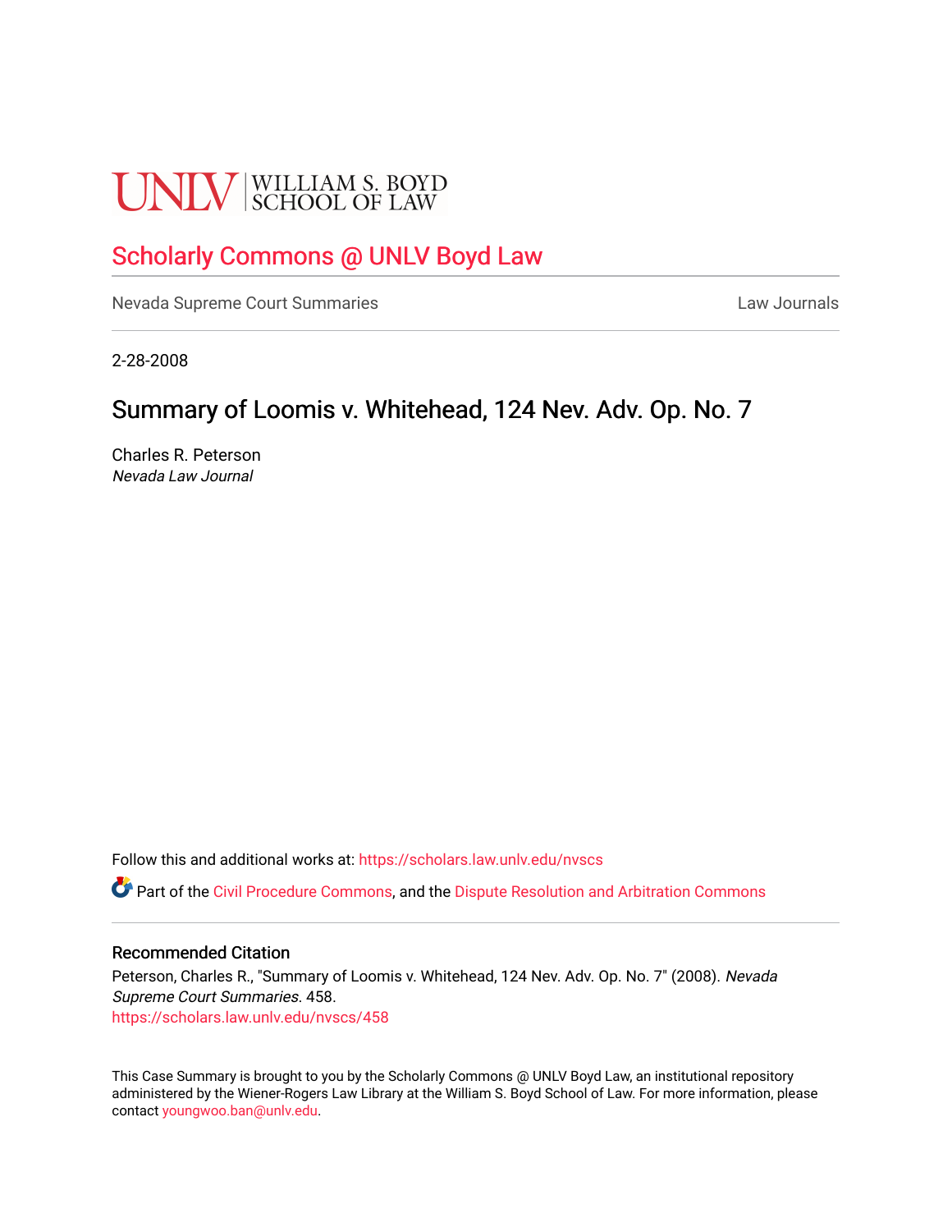UNLV | WILLIAM S. BOYD SCHOOL OF LAW

# Scholarly Commons @ UNLV Boyd Law

Nevada Supreme Court Summaries | Law Journals

2-28-2008

## Summary of Loomis v. Whitehead, 124 Nev. Adv. Op. No. 7

Charles R. Peterson
*Nevada Law Journal*

Follow this and additional works at: https://scholars.law.unlv.edu/nvscs

Part of the Civil Procedure Commons, and the Dispute Resolution and Arbitration Commons

### Recommended Citation

Peterson, Charles R., "Summary of Loomis v. Whitehead, 124 Nev. Adv. Op. No. 7" (2008). *Nevada Supreme Court Summaries*. 458.
https://scholars.law.unlv.edu/nvscs/458

This Case Summary is brought to you by the Scholarly Commons @ UNLV Boyd Law, an institutional repository administered by the Wiener-Rogers Law Library at the William S. Boyd School of Law. For more information, please contact youngwoo.ban@unlv.edu.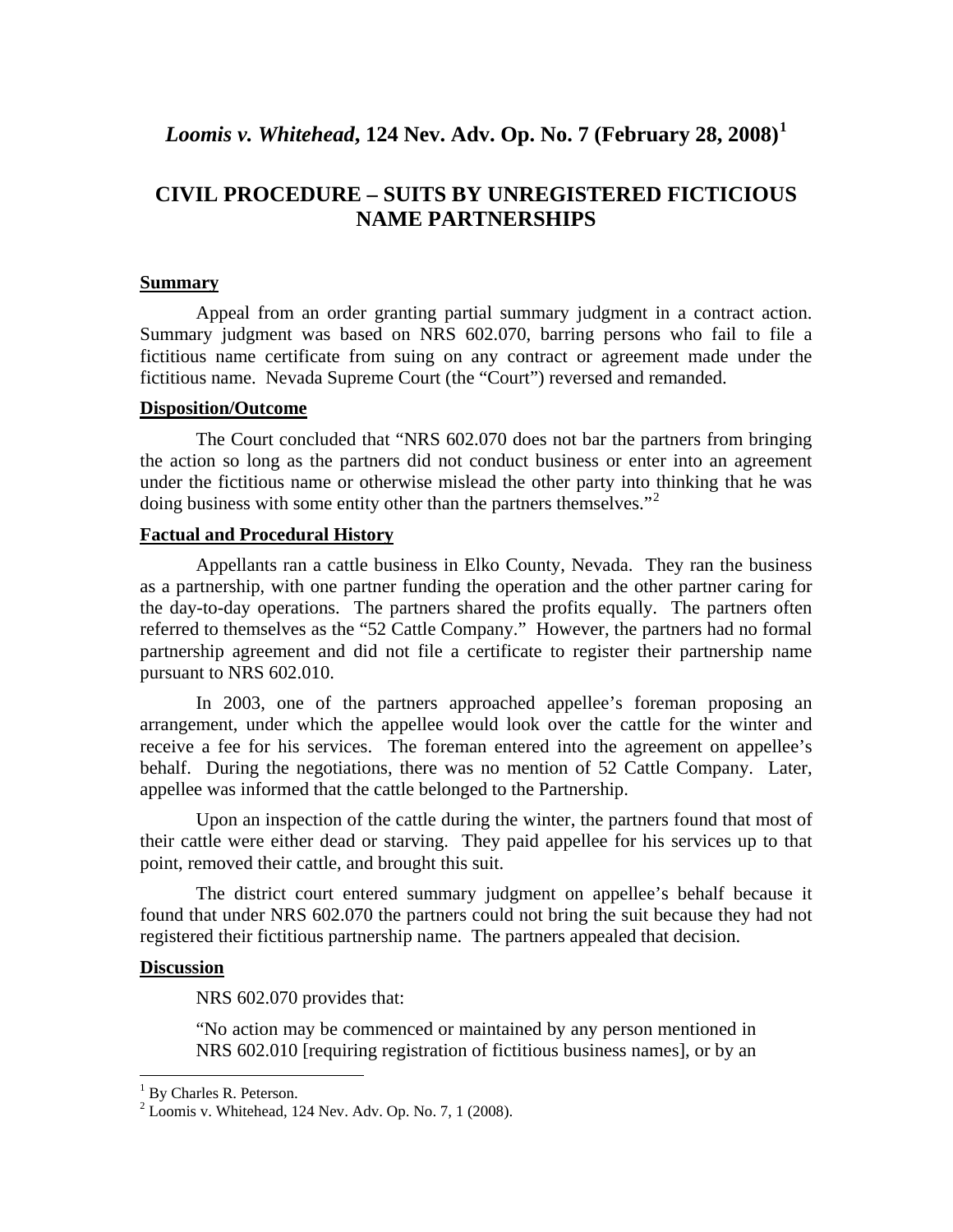# *Loomis v. Whitehead*, 124 Nev. Adv. Op. No. 7 (February 28, 2008)[1]

## CIVIL PROCEDURE – SUITS BY UNREGISTERED FICTICIOUS NAME PARTNERSHIPS

### Summary

Appeal from an order granting partial summary judgment in a contract action. Summary judgment was based on NRS 602.070, barring persons who fail to file a fictitious name certificate from suing on any contract or agreement made under the fictitious name. Nevada Supreme Court (the "Court") reversed and remanded.

### Disposition/Outcome

The Court concluded that "NRS 602.070 does not bar the partners from bringing the action so long as the partners did not conduct business or enter into an agreement under the fictitious name or otherwise mislead the other party into thinking that he was doing business with some entity other than the partners themselves."[2]

### Factual and Procedural History

Appellants ran a cattle business in Elko County, Nevada. They ran the business as a partnership, with one partner funding the operation and the other partner caring for the day-to-day operations. The partners shared the profits equally. The partners often referred to themselves as the "52 Cattle Company." However, the partners had no formal partnership agreement and did not file a certificate to register their partnership name pursuant to NRS 602.010.

In 2003, one of the partners approached appellee's foreman proposing an arrangement, under which the appellee would look over the cattle for the winter and receive a fee for his services. The foreman entered into the agreement on appellee's behalf. During the negotiations, there was no mention of 52 Cattle Company. Later, appellee was informed that the cattle belonged to the Partnership.

Upon an inspection of the cattle during the winter, the partners found that most of their cattle were either dead or starving. They paid appellee for his services up to that point, removed their cattle, and brought this suit.

The district court entered summary judgment on appellee's behalf because it found that under NRS 602.070 the partners could not bring the suit because they had not registered their fictitious partnership name. The partners appealed that decision.

### Discussion

NRS 602.070 provides that:

> "No action may be commenced or maintained by any person mentioned in NRS 602.010 [requiring registration of fictitious business names], or by an

---

[1] By Charles R. Peterson.

[2] Loomis v. Whitehead, 124 Nev. Adv. Op. No. 7, 1 (2008).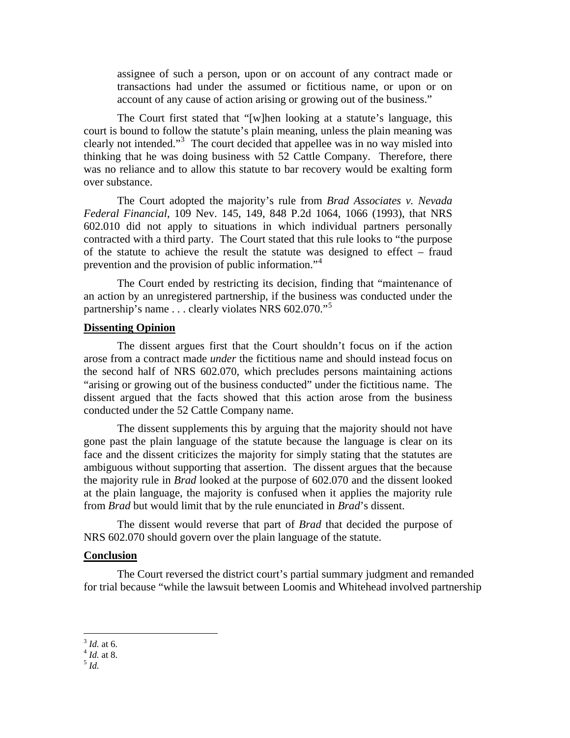> assignee of such a person, upon or on account of any contract made or transactions had under the assumed or fictitious name, or upon or on account of any cause of action arising or growing out of the business."

The Court first stated that "[w]hen looking at a statute's language, this court is bound to follow the statute's plain meaning, unless the plain meaning was clearly not intended."[3] The court decided that appellee was in no way misled into thinking that he was doing business with 52 Cattle Company. Therefore, there was no reliance and to allow this statute to bar recovery would be exalting form over substance.

The Court adopted the majority's rule from *Brad Associates v. Nevada Federal Financial*, 109 Nev. 145, 149, 848 P.2d 1064, 1066 (1993), that NRS 602.010 did not apply to situations in which individual partners personally contracted with a third party. The Court stated that this rule looks to "the purpose of the statute to achieve the result the statute was designed to effect – fraud prevention and the provision of public information."[4]

The Court ended by restricting its decision, finding that "maintenance of an action by an unregistered partnership, if the business was conducted under the partnership's name . . . clearly violates NRS 602.070."[5]

**Dissenting Opinion**

The dissent argues first that the Court shouldn't focus on if the action arose from a contract made *under* the fictitious name and should instead focus on the second half of NRS 602.070, which precludes persons maintaining actions "arising or growing out of the business conducted" under the fictitious name. The dissent argued that the facts showed that this action arose from the business conducted under the 52 Cattle Company name.

The dissent supplements this by arguing that the majority should not have gone past the plain language of the statute because the language is clear on its face and the dissent criticizes the majority for simply stating that the statutes are ambiguous without supporting that assertion. The dissent argues that the because the majority rule in *Brad* looked at the purpose of 602.070 and the dissent looked at the plain language, the majority is confused when it applies the majority rule from *Brad* but would limit that by the rule enunciated in *Brad*'s dissent.

The dissent would reverse that part of *Brad* that decided the purpose of NRS 602.070 should govern over the plain language of the statute.

**Conclusion**

The Court reversed the district court's partial summary judgment and remanded for trial because "while the lawsuit between Loomis and Whitehead involved partnership

[3] *Id.* at 6.
[4] *Id.* at 8.
[5] *Id.*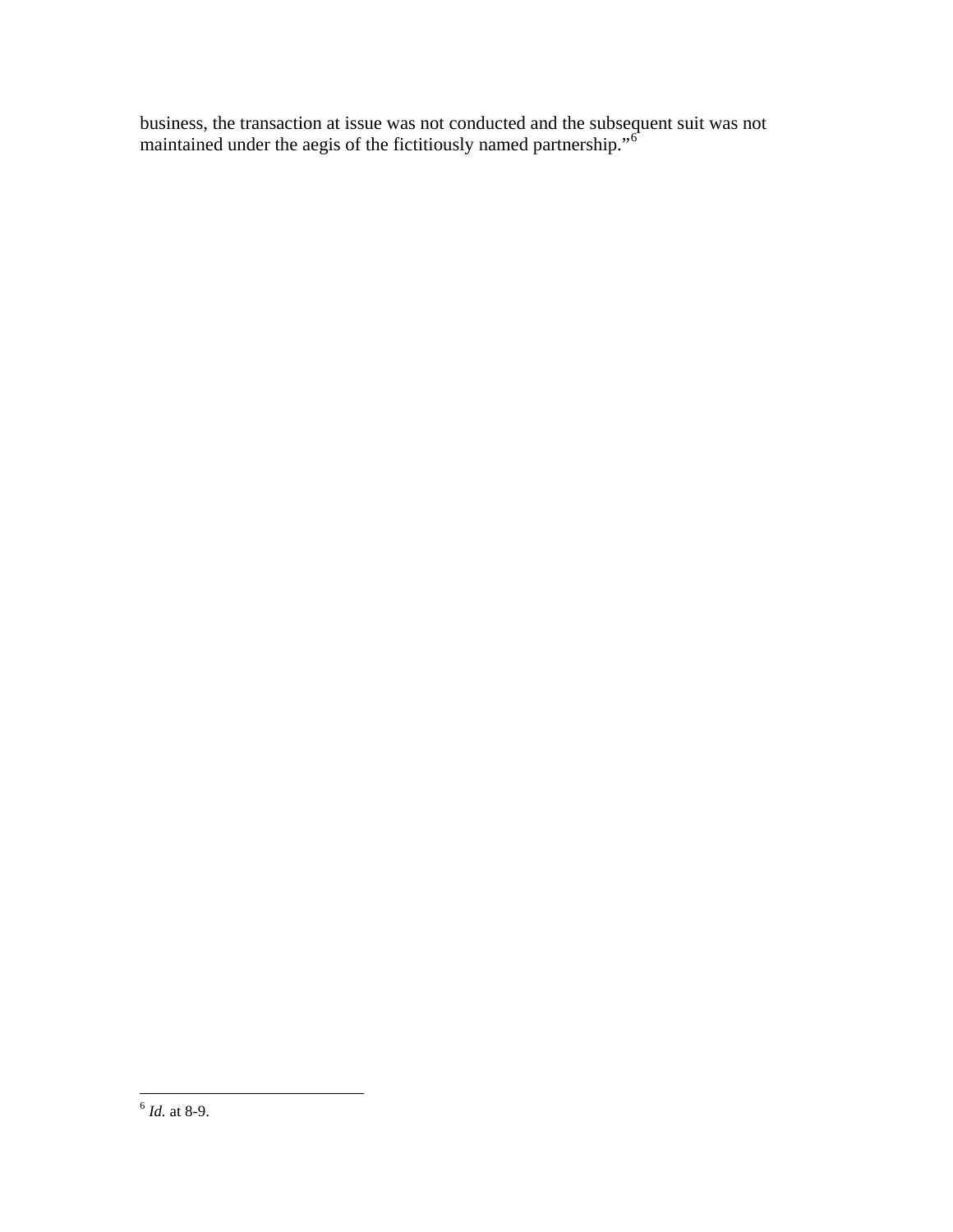business, the transaction at issue was not conducted and the subsequent suit was not maintained under the aegis of the fictitiously named partnership."[6]

---

[6] *Id.* at 8-9.